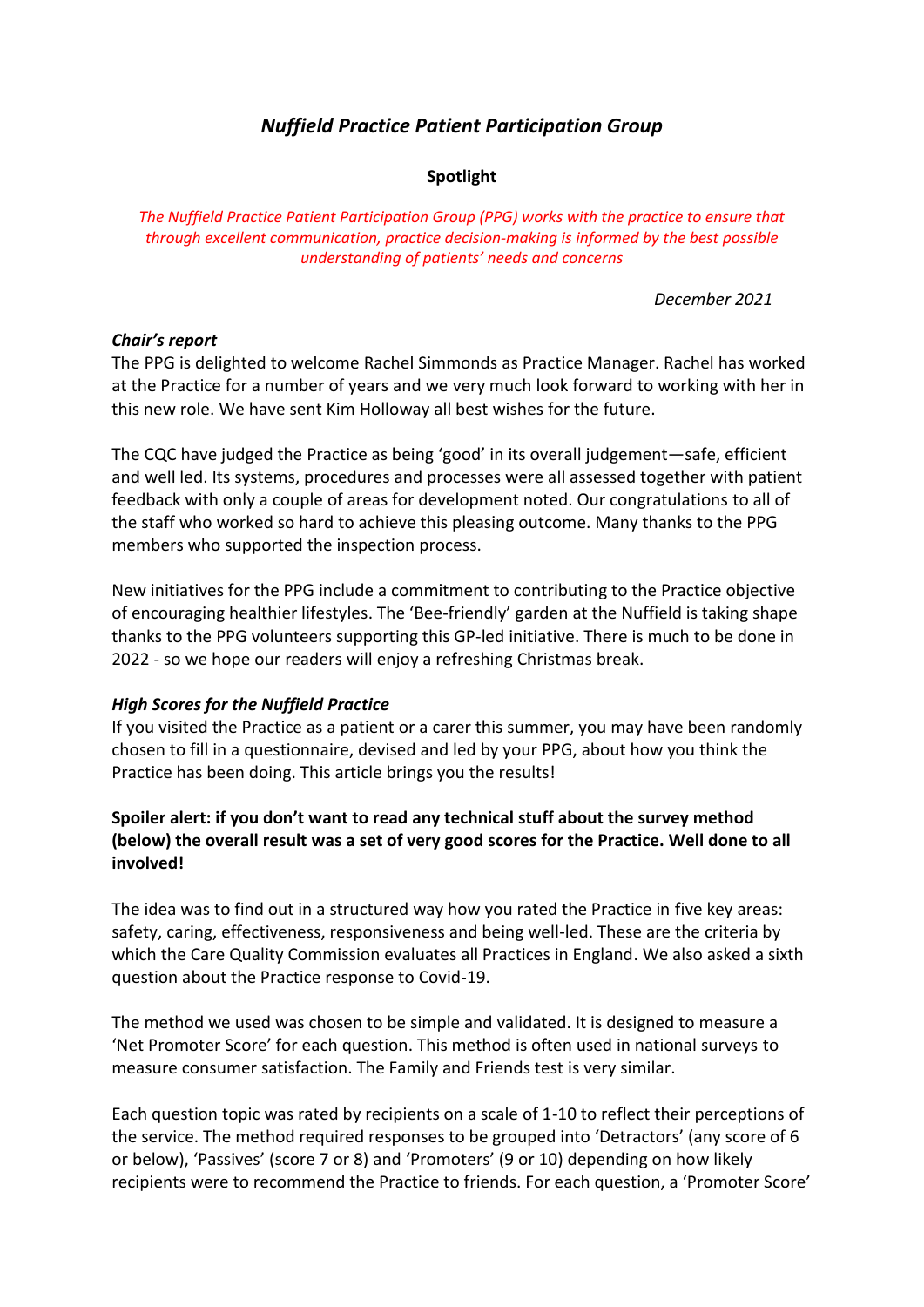# *Nuffield Practice Patient Participation Group*

**Spotlight**

*The Nuffield Practice Patient Participation Group (PPG) works with the practice to ensure that through excellent communication, practice decision-making is informed by the best possible understanding of patients' needs and concerns*

*December 2021*

***Chair's report***

The PPG is delighted to welcome Rachel Simmonds as Practice Manager. Rachel has worked at the Practice for a number of years and we very much look forward to working with her in this new role. We have sent Kim Holloway all best wishes for the future.

The CQC have judged the Practice as being 'good' in its overall judgement—safe, efficient and well led. Its systems, procedures and processes were all assessed together with patient feedback with only a couple of areas for development noted. Our congratulations to all of the staff who worked so hard to achieve this pleasing outcome. Many thanks to the PPG members who supported the inspection process.

New initiatives for the PPG include a commitment to contributing to the Practice objective of encouraging healthier lifestyles. The 'Bee-friendly' garden at the Nuffield is taking shape thanks to the PPG volunteers supporting this GP-led initiative. There is much to be done in 2022 - so we hope our readers will enjoy a refreshing Christmas break.

***High Scores for the Nuffield Practice***

If you visited the Practice as a patient or a carer this summer, you may have been randomly chosen to fill in a questionnaire, devised and led by your PPG, about how you think the Practice has been doing. This article brings you the results!

**Spoiler alert: if you don't want to read any technical stuff about the survey method (below) the overall result was a set of very good scores for the Practice. Well done to all involved!**

The idea was to find out in a structured way how you rated the Practice in five key areas: safety, caring, effectiveness, responsiveness and being well-led. These are the criteria by which the Care Quality Commission evaluates all Practices in England. We also asked a sixth question about the Practice response to Covid-19.

The method we used was chosen to be simple and validated. It is designed to measure a 'Net Promoter Score' for each question. This method is often used in national surveys to measure consumer satisfaction. The Family and Friends test is very similar.

Each question topic was rated by recipients on a scale of 1-10 to reflect their perceptions of the service. The method required responses to be grouped into 'Detractors' (any score of 6 or below), 'Passives' (score 7 or 8) and 'Promoters' (9 or 10) depending on how likely recipients were to recommend the Practice to friends. For each question, a 'Promoter Score'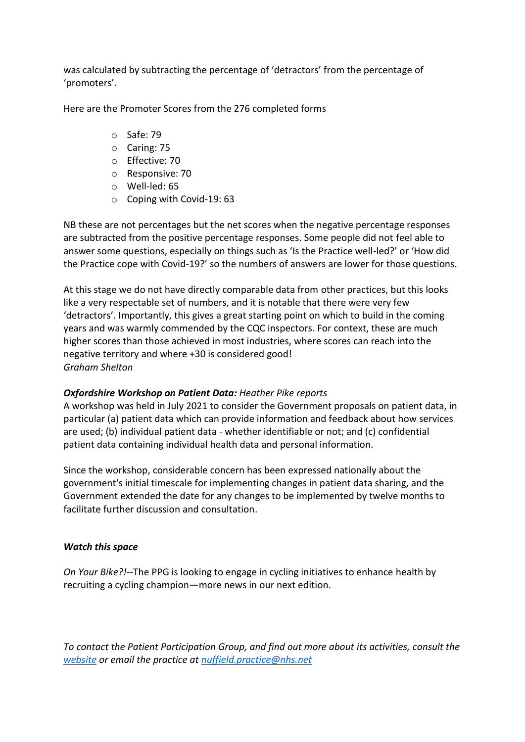was calculated by subtracting the percentage of 'detractors' from the percentage of 'promoters'.

Here are the Promoter Scores from the 276 completed forms

- Safe: 79
- Caring: 75
- Effective: 70
- Responsive: 70
- Well-led: 65
- Coping with Covid-19: 63

NB these are not percentages but the net scores when the negative percentage responses are subtracted from the positive percentage responses. Some people did not feel able to answer some questions, especially on things such as 'Is the Practice well-led?' or 'How did the Practice cope with Covid-19?' so the numbers of answers are lower for those questions.

At this stage we do not have directly comparable data from other practices, but this looks like a very respectable set of numbers, and it is notable that there were very few 'detractors'. Importantly, this gives a great starting point on which to build in the coming years and was warmly commended by the CQC inspectors. For context, these are much higher scores than those achieved in most industries, where scores can reach into the negative territory and where +30 is considered good!
*Graham Shelton*

***Oxfordshire Workshop on Patient Data:*** *Heather Pike reports*
A workshop was held in July 2021 to consider the Government proposals on patient data, in particular (a) patient data which can provide information and feedback about how services are used; (b) individual patient data - whether identifiable or not; and (c) confidential patient data containing individual health data and personal information.

Since the workshop, considerable concern has been expressed nationally about the government's initial timescale for implementing changes in patient data sharing, and the Government extended the date for any changes to be implemented by twelve months to facilitate further discussion and consultation.

***Watch this space***

*On Your Bike?!*--The PPG is looking to engage in cycling initiatives to enhance health by recruiting a cycling champion—more news in our next edition.

*To contact the Patient Participation Group, and find out more about its activities, consult the [website](website) or email the practice at [nuffield.practice@nhs.net](mailto:nuffield.practice@nhs.net)*